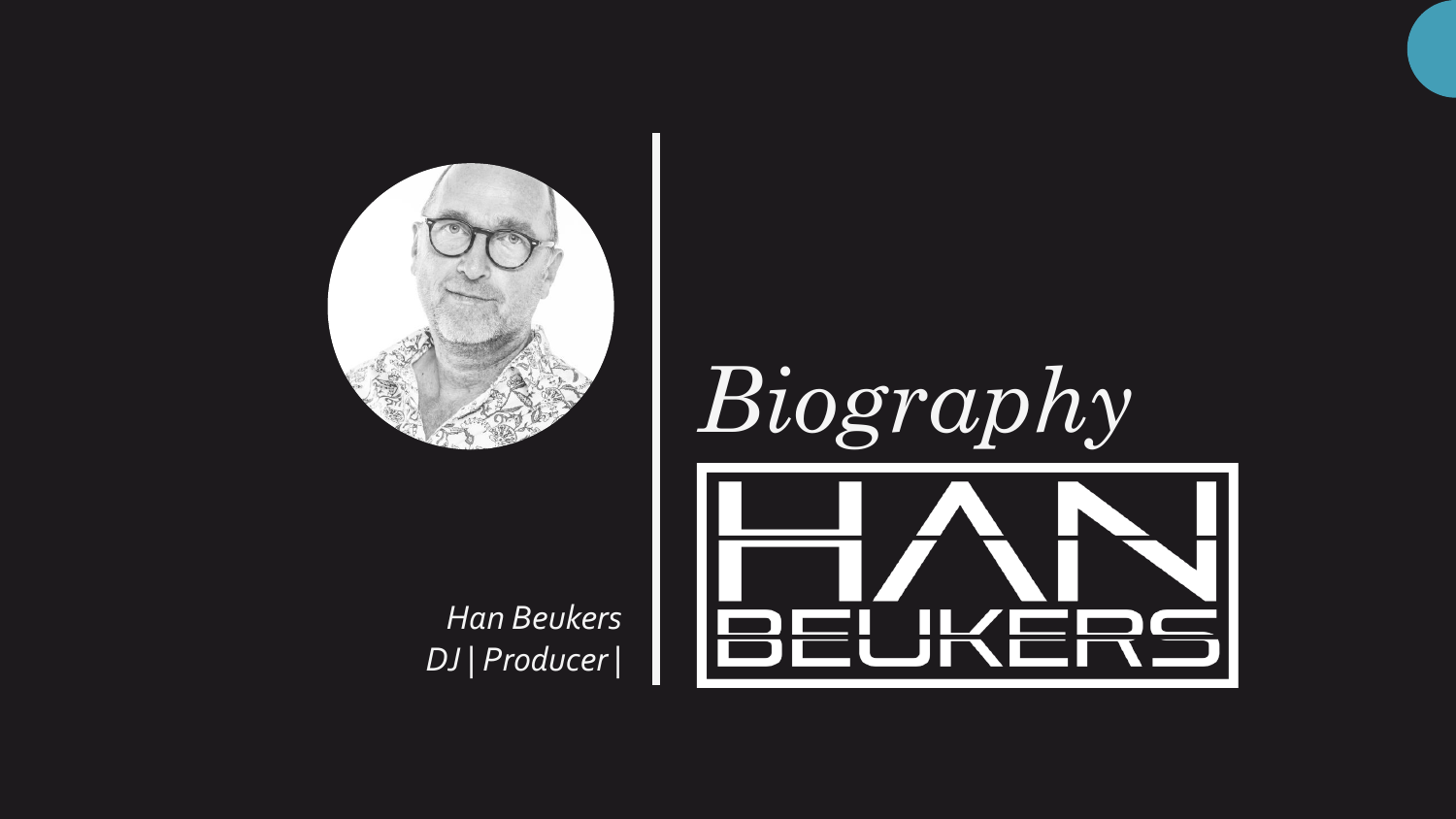*Han Beukers*
*DJ | Producer |*

# *Biography*

HAN BEUKERS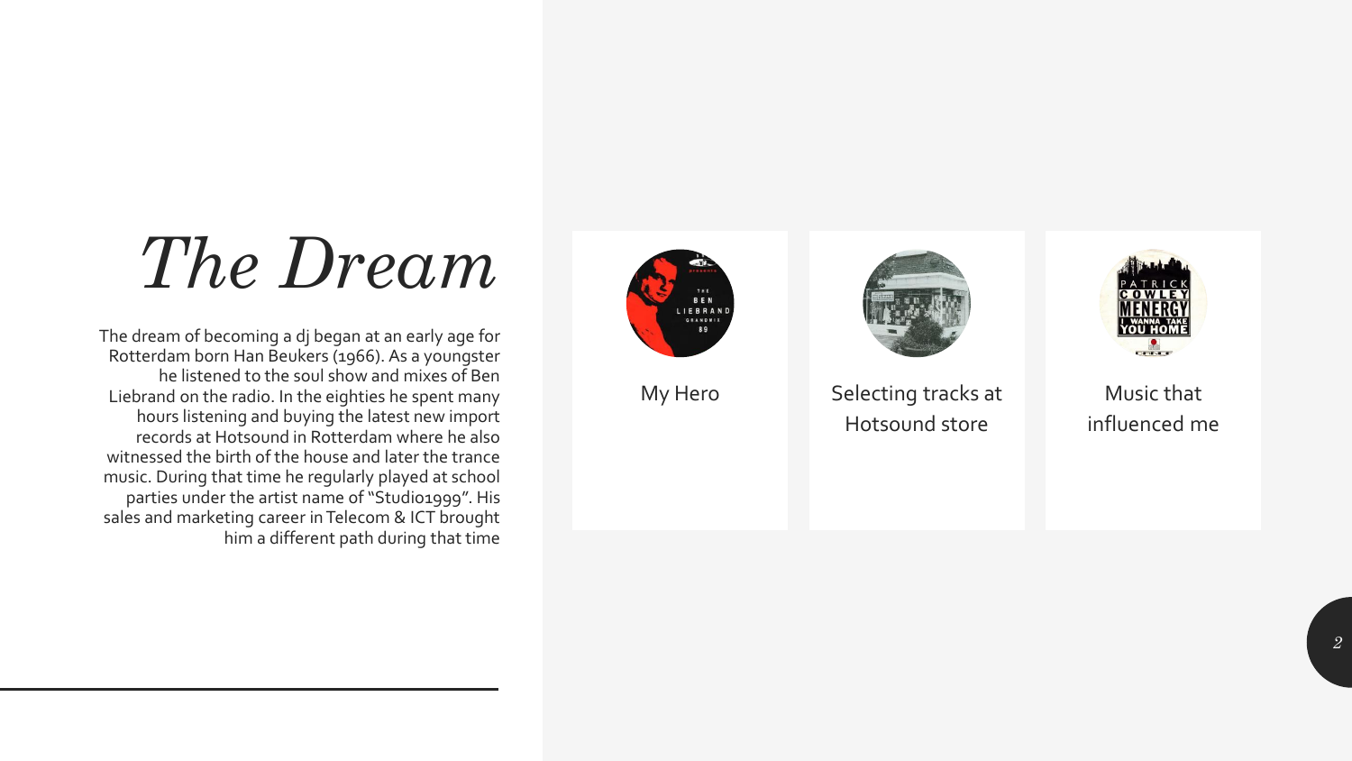# *The Dream*

The dream of becoming a dj began at an early age for Rotterdam born Han Beukers (1966). As a youngster he listened to the soul show and mixes of Ben Liebrand on the radio. In the eighties he spent many hours listening and buying the latest new import records at Hotsound in Rotterdam where he also witnessed the birth of the house and later the trance music. During that time he regularly played at school parties under the artist name of "Studio1999". His sales and marketing career in Telecom & ICT brought him a different path during that time

My Hero

Selecting tracks at Hotsound store

Music that influenced me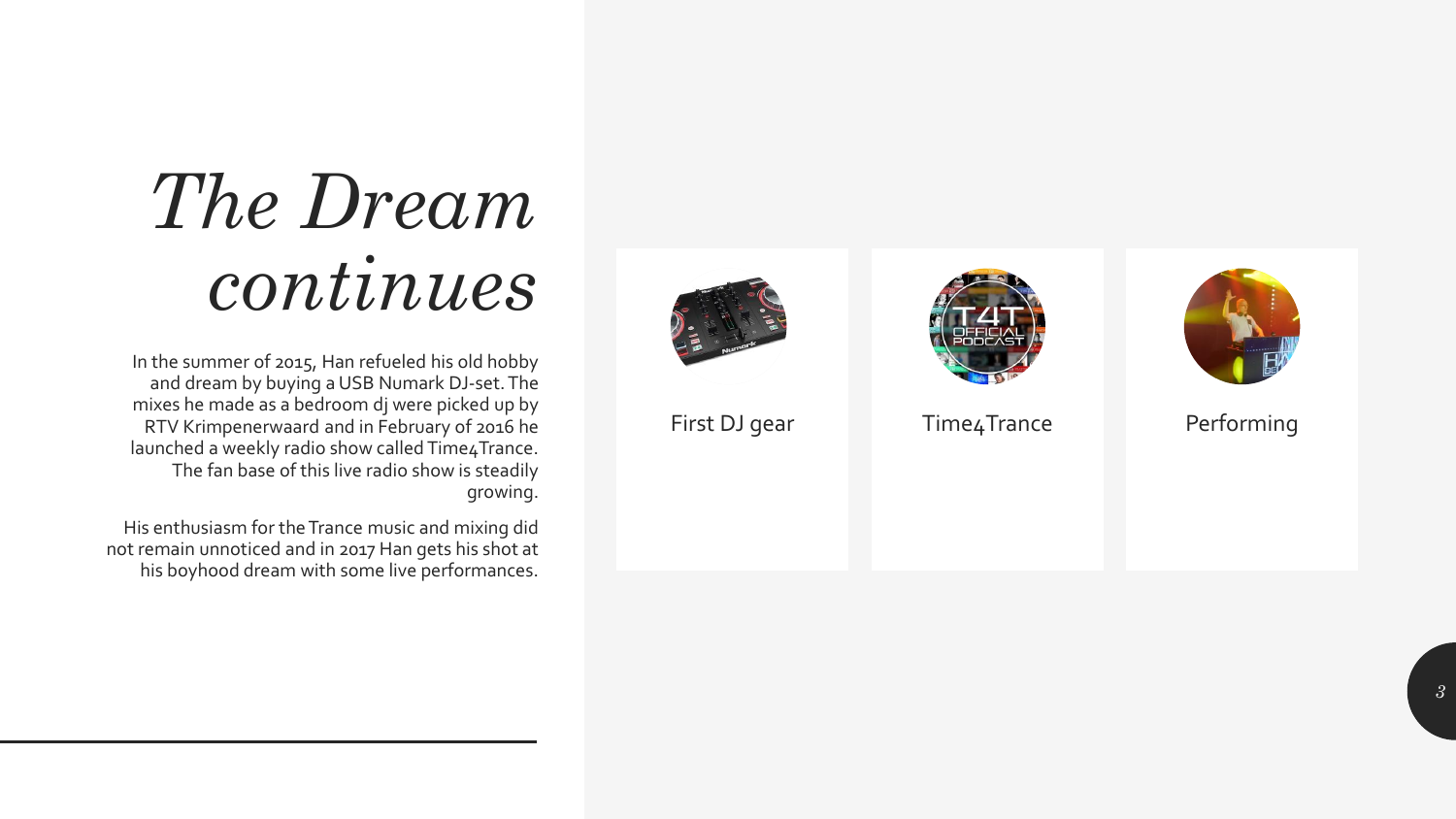# *The Dream continues*

In the summer of 2015, Han refueled his old hobby and dream by buying a USB Numark DJ-set. The mixes he made as a bedroom dj were picked up by RTV Krimpenerwaard and in February of 2016 he launched a weekly radio show called Time4Trance. The fan base of this live radio show is steadily growing.

His enthusiasm for the Trance music and mixing did not remain unnoticed and in 2017 Han gets his shot at his boyhood dream with some live performances.

First DJ gear

Time4Trance

Performing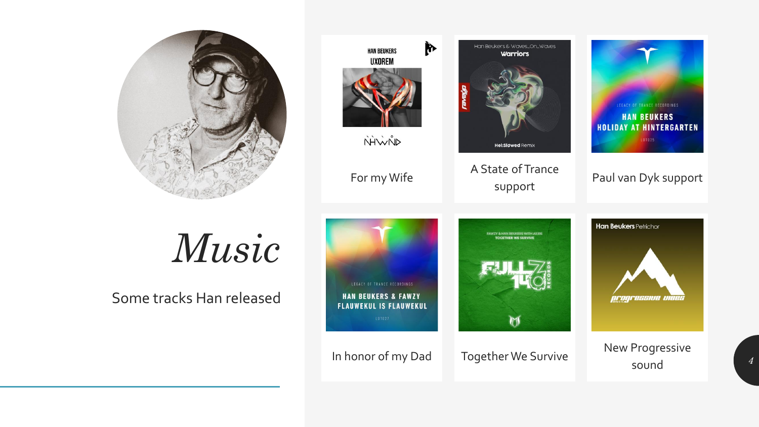# *Music*

Some tracks Han released

For my Wife

A State of Trance support

Paul van Dyk support

In honor of my Dad

Together We Survive

New Progressive sound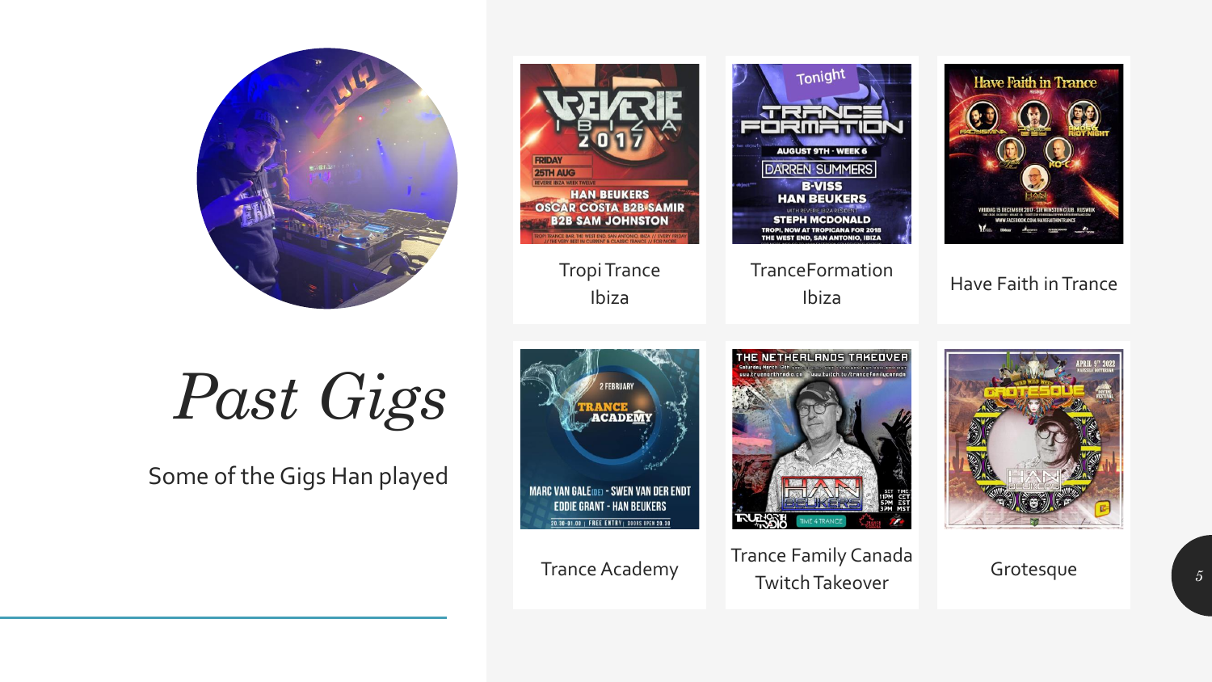# *Past Gigs*

Some of the Gigs Han played

Tropi Trance Ibiza

TranceFormation Ibiza

Have Faith in Trance

Trance Academy

Trance Family Canada Twitch Takeover

Grotesque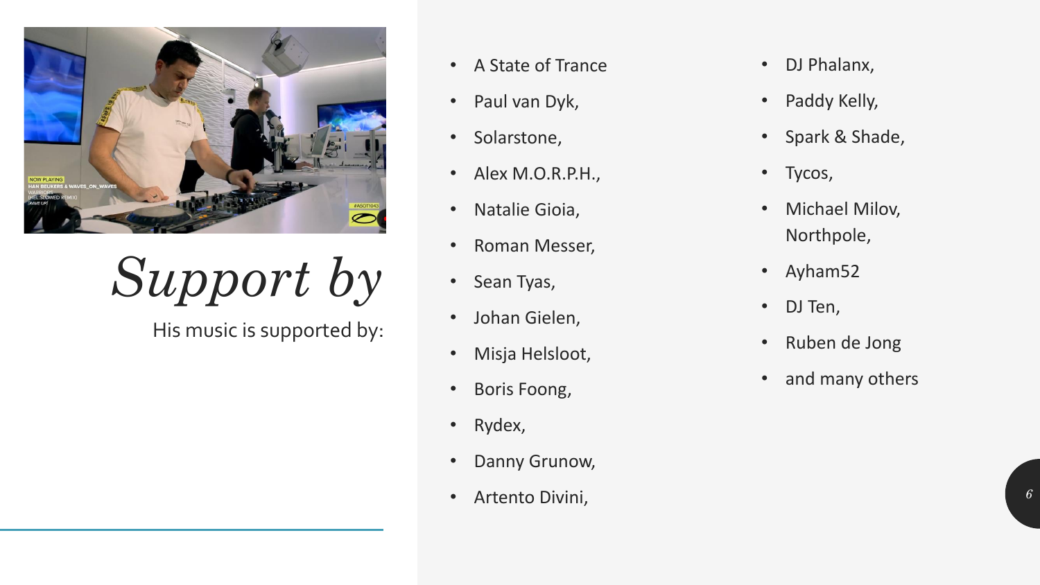# Support by

His music is supported by:

- A State of Trance
- Paul van Dyk,
- Solarstone,
- Alex M.O.R.P.H.,
- Natalie Gioia,
- Roman Messer,
- Sean Tyas,
- Johan Gielen,
- Misja Helsloot,
- Boris Foong,
- Rydex,
- Danny Grunow,
- Artento Divini,
- DJ Phalanx,
- Paddy Kelly,
- Spark & Shade,
- Tycos,
- Michael Milov, Northpole,
- Ayham52
- DJ Ten,
- Ruben de Jong
- and many others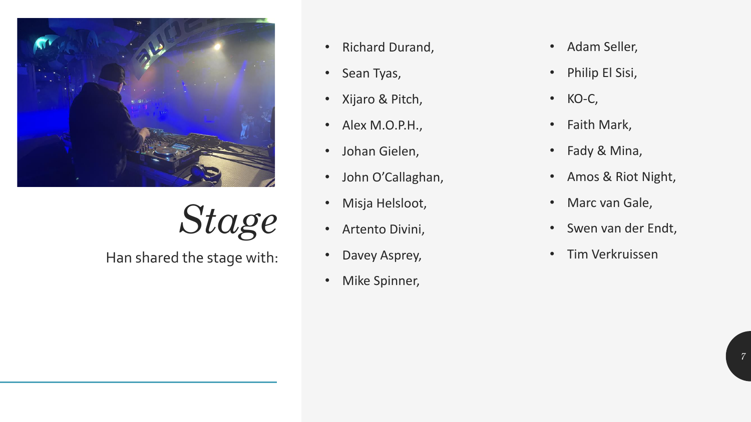# *Stage*

Han shared the stage with:

- Richard Durand,
- Sean Tyas,
- Xijaro & Pitch,
- Alex M.O.P.H.,
- Johan Gielen,
- John O'Callaghan,
- Misja Helsloot,
- Artento Divini,
- Davey Asprey,
- Mike Spinner,
- Adam Seller,
- Philip El Sisi,
- KO-C,
- Faith Mark,
- Fady & Mina,
- Amos & Riot Night,
- Marc van Gale,
- Swen van der Endt,
- Tim Verkruissen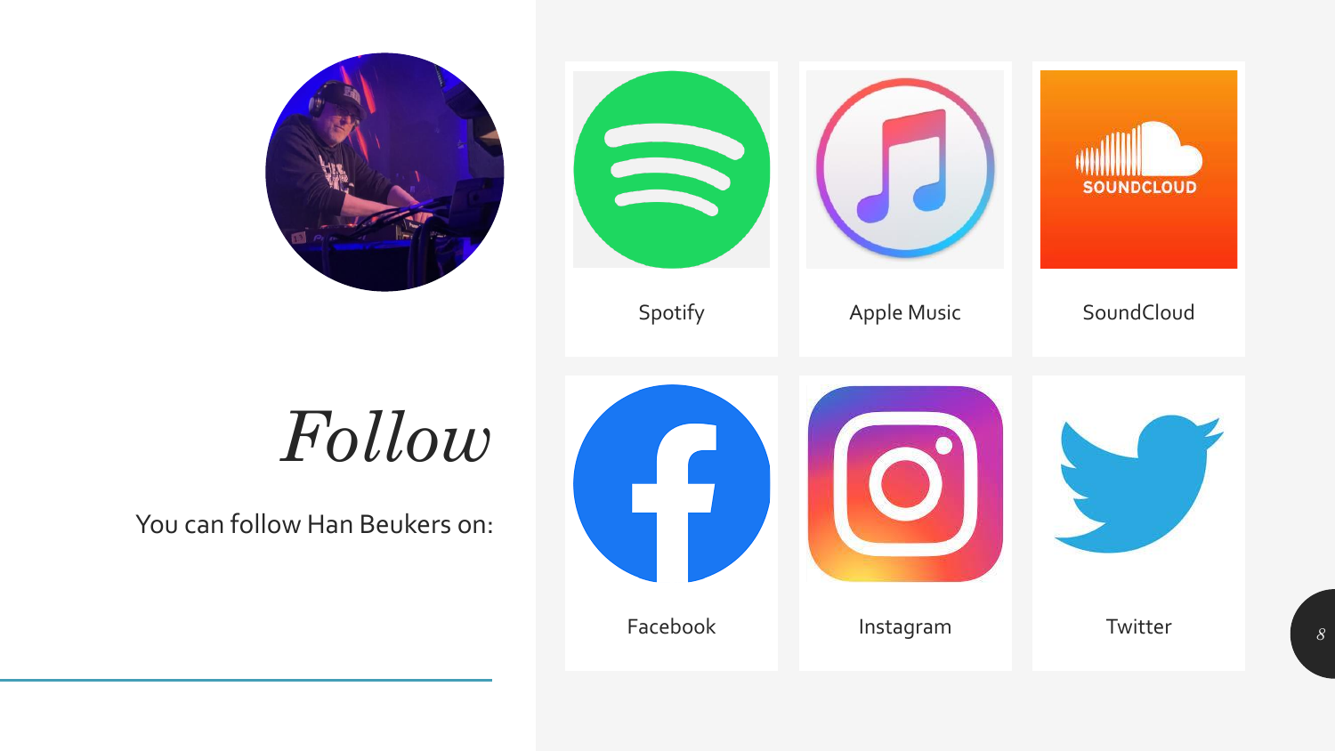# *Follow*

You can follow Han Beukers on:

- Spotify
- Apple Music
- SoundCloud
- Facebook
- Instagram
- Twitter